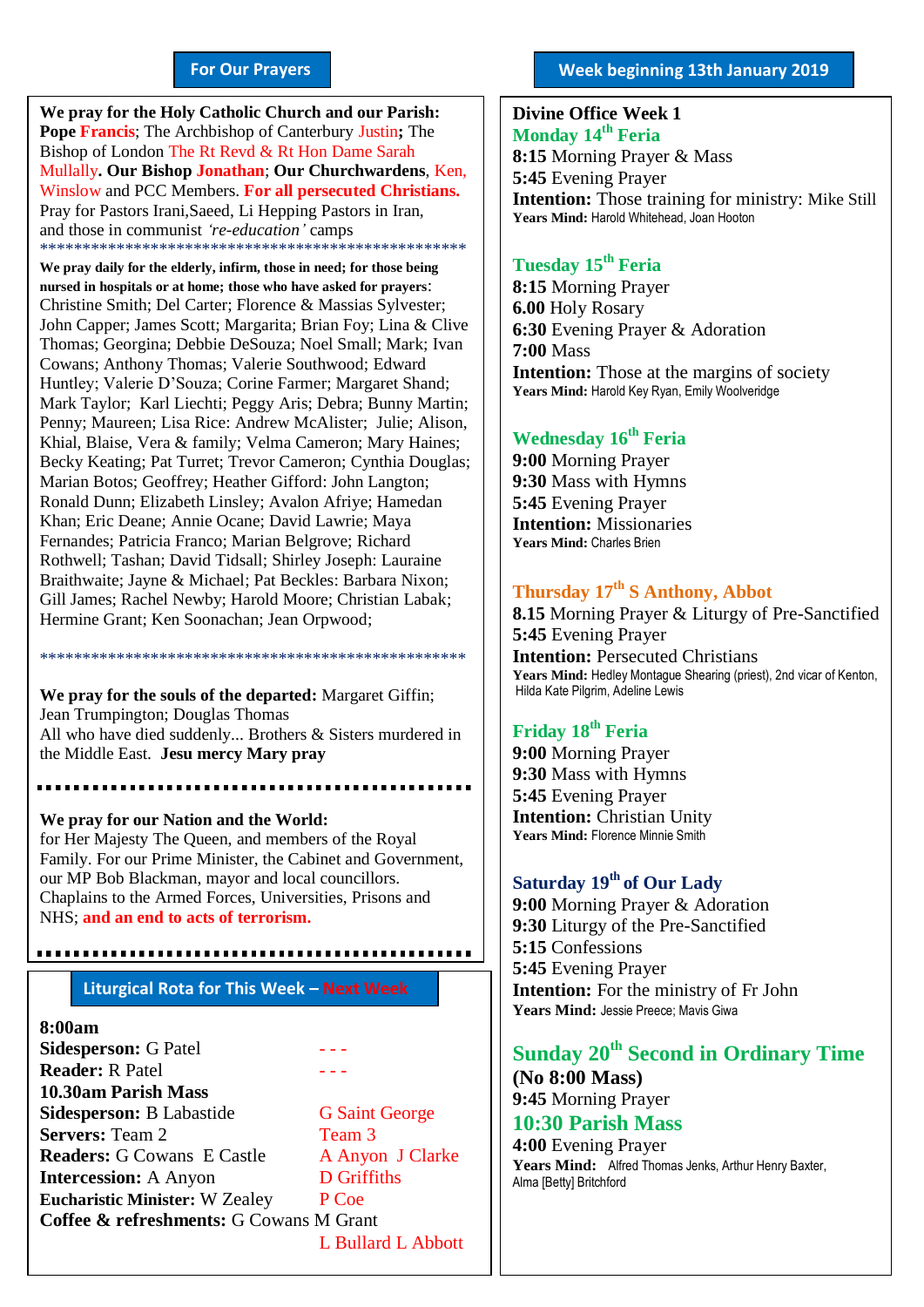## For Our Prayers

**We pray for the Holy Catholic Church and our Parish:** **Pope** **Francis**; The Archbishop of Canterbury Justin**;** The Bishop of London The Rt Revd & Rt Hon Dame Sarah Mullally**.** **Our Bishop** **Jonathan**; **Our Churchwardens**, Ken, Winslow and PCC Members. **For all persecuted Christians.** Pray for Pastors Irani,Saeed, Li Hepping Pastors in Iran, and those in communist *'re-education'* camps

\*\*\*\*\*\*\*\*\*\*\*\*\*\*\*\*\*\*\*\*\*\*\*\*\*\*\*\*\*\*\*\*\*\*\*\*\*\*\*\*\*\*\*\*\*\*\*\*\*\*\*\*\*\*

**We pray daily for the elderly, infirm, those in need; for those being nursed in hospitals or at home; those who have asked for prayers**: Christine Smith; Del Carter; Florence & Massias Sylvester; John Capper; James Scott; Margarita; Brian Foy; Lina & Clive Thomas; Georgina; Debbie DeSouza; Noel Small; Mark; Ivan Cowans; Anthony Thomas; Valerie Southwood; Edward Huntley; Valerie D'Souza; Corine Farmer; Margaret Shand; Mark Taylor; Karl Liechti; Peggy Aris; Debra; Bunny Martin; Penny; Maureen; Lisa Rice: Andrew McAlister; Julie; Alison, Khial, Blaise, Vera & family; Velma Cameron; Mary Haines; Becky Keating; Pat Turret; Trevor Cameron; Cynthia Douglas; Marian Botos; Geoffrey; Heather Gifford: John Langton; Ronald Dunn; Elizabeth Linsley; Avalon Afriye; Hamedan Khan; Eric Deane; Annie Ocane; David Lawrie; Maya Fernandes; Patricia Franco; Marian Belgrove; Richard Rothwell; Tashan; David Tidsall; Shirley Joseph: Lauraine Braithwaite; Jayne & Michael; Pat Beckles: Barbara Nixon; Gill James; Rachel Newby; Harold Moore; Christian Labak; Hermine Grant; Ken Soonachan; Jean Orpwood;

\*\*\*\*\*\*\*\*\*\*\*\*\*\*\*\*\*\*\*\*\*\*\*\*\*\*\*\*\*\*\*\*\*\*\*\*\*\*\*\*\*\*\*\*\*\*\*\*\*\*\*\*\*\*

**We pray for the souls of the departed:** Margaret Giffin; Jean Trumpington; Douglas Thomas
All who have died suddenly... Brothers & Sisters murdered in the Middle East. **Jesu mercy Mary pray**

**We pray for our Nation and the World:**
for Her Majesty The Queen, and members of the Royal Family. For our Prime Minister, the Cabinet and Government, our MP Bob Blackman, mayor and local councillors. Chaplains to the Armed Forces, Universities, Prisons and NHS; **and an end to acts of terrorism.**

## Liturgical Rota for This Week – Next Week

| | This Week | Next Week |
|---|---|---|
| **8:00am** | | |
| **Sidesperson:** | G Patel | - - - |
| **Reader:** | R Patel | - - - |
| **10.30am Parish Mass** | | |
| **Sidesperson:** | B Labastide | G Saint George |
| **Servers:** | Team 2 | Team 3 |
| **Readers:** | G Cowans E Castle | A Anyon J Clarke |
| **Intercession:** | A Anyon | D Griffiths |
| **Eucharistic Minister:** | W Zealey | P Coe |
| **Coffee & refreshments:** | G Cowans M Grant | L Bullard L Abbott |

## Week beginning 13th January 2019

**Divine Office Week 1**

### Monday 14th Feria
**8:15** Morning Prayer & Mass
**5:45** Evening Prayer
**Intention:** Those training for ministry: Mike Still
**Years Mind:** Harold Whitehead, Joan Hooton

### Tuesday 15th Feria
**8:15** Morning Prayer
**6.00** Holy Rosary
**6:30** Evening Prayer & Adoration
**7:00** Mass
**Intention:** Those at the margins of society
**Years Mind:** Harold Key Ryan, Emily Woolveridge

### Wednesday 16th Feria
**9:00** Morning Prayer
**9:30** Mass with Hymns
**5:45** Evening Prayer
**Intention:** Missionaries
**Years Mind:** Charles Brien

### Thursday 17th S Anthony, Abbot
**8.15** Morning Prayer & Liturgy of Pre-Sanctified
**5:45** Evening Prayer
**Intention:** Persecuted Christians
**Years Mind:** Hedley Montague Shearing (priest), 2nd vicar of Kenton, Hilda Kate Pilgrim, Adeline Lewis

### Friday 18th Feria
**9:00** Morning Prayer
**9:30** Mass with Hymns
**5:45** Evening Prayer
**Intention:** Christian Unity
**Years Mind:** Florence Minnie Smith

### Saturday 19th of Our Lady
**9:00** Morning Prayer & Adoration
**9:30** Liturgy of the Pre-Sanctified
**5:15** Confessions
**5:45** Evening Prayer
**Intention:** For the ministry of Fr John
**Years Mind:** Jessie Preece; Mavis Giwa

### Sunday 20th Second in Ordinary Time
**(No 8:00 Mass)**
**9:45** Morning Prayer
**10:30 Parish Mass**
**4:00** Evening Prayer
**Years Mind:** Alfred Thomas Jenks, Arthur Henry Baxter, Alma [Betty] Britchford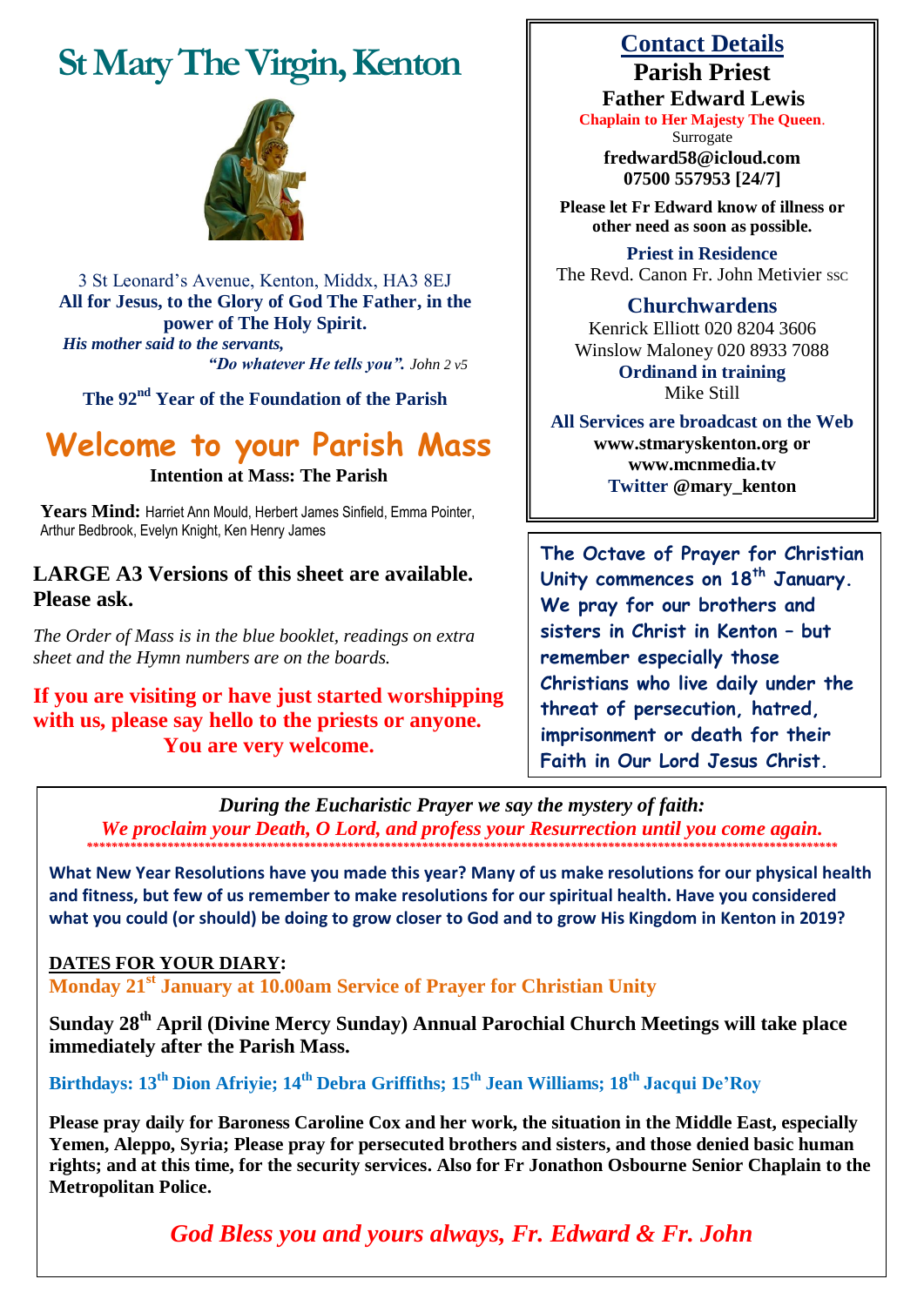# St Mary The Virgin, Kenton

3 St Leonard's Avenue, Kenton, Middx, HA3 8EJ

**All for Jesus, to the Glory of God The Father, in the power of The Holy Spirit.**

***His mother said to the servants,***

***"Do whatever He tells you".*** *John 2 v5*

**The 92nd Year of the Foundation of the Parish**

## Welcome to your Parish Mass

**Intention at Mass: The Parish**

**Years Mind:** Harriet Ann Mould, Herbert James Sinfield, Emma Pointer, Arthur Bedbrook, Evelyn Knight, Ken Henry James

**LARGE A3 Versions of this sheet are available. Please ask.**

*The Order of Mass is in the blue booklet, readings on extra sheet and the Hymn numbers are on the boards.*

**If you are visiting or have just started worshipping with us, please say hello to the priests or anyone. You are very welcome.**

## Contact Details

**Parish Priest**

**Father Edward Lewis**

**Chaplain to Her Majesty The Queen.**

Surrogate

**fredward58@icloud.com**

**07500 557953 [24/7]**

**Please let Fr Edward know of illness or other need as soon as possible.**

**Priest in Residence**

The Revd. Canon Fr. John Metivier SSC

**Churchwardens**

Kenrick Elliott 020 8204 3606

Winslow Maloney 020 8933 7088

**Ordinand in training**

Mike Still

**All Services are broadcast on the Web**

**www.stmaryskenton.org or**

**www.mcnmedia.tv**

**Twitter @mary_kenton**

**The Octave of Prayer for Christian Unity commences on 18th January. We pray for our brothers and sisters in Christ in Kenton – but remember especially those Christians who live daily under the threat of persecution, hatred, imprisonment or death for their Faith in Our Lord Jesus Christ.**

*During the Eucharistic Prayer we say the mystery of faith:*

*We proclaim your Death, O Lord, and profess your Resurrection until you come again.*

**What New Year Resolutions have you made this year? Many of us make resolutions for our physical health and fitness, but few of us remember to make resolutions for our spiritual health. Have you considered what you could (or should) be doing to grow closer to God and to grow His Kingdom in Kenton in 2019?**

**DATES FOR YOUR DIARY:**

**Monday 21st January at 10.00am Service of Prayer for Christian Unity**

**Sunday 28th April (Divine Mercy Sunday) Annual Parochial Church Meetings will take place immediately after the Parish Mass.**

**Birthdays: 13th Dion Afriyie; 14th Debra Griffiths; 15th Jean Williams; 18th Jacqui De'Roy**

**Please pray daily for Baroness Caroline Cox and her work, the situation in the Middle East, especially Yemen, Aleppo, Syria; Please pray for persecuted brothers and sisters, and those denied basic human rights; and at this time, for the security services. Also for Fr Jonathon Osbourne Senior Chaplain to the Metropolitan Police.**

*God Bless you and yours always, Fr. Edward & Fr. John*